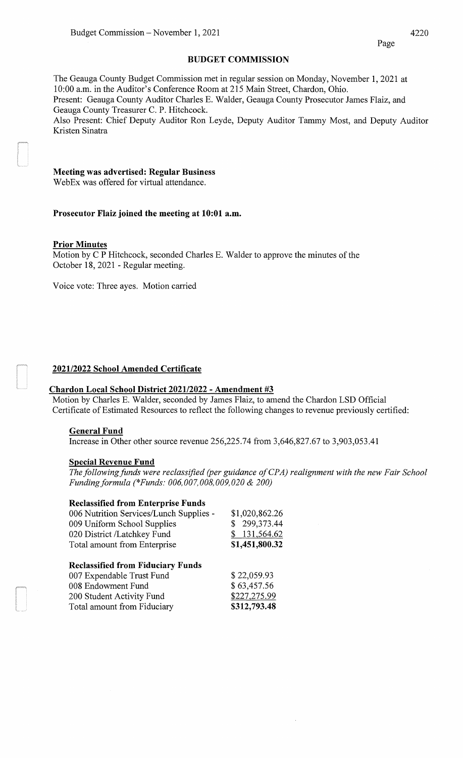## BUDGET COMMISSION

The Geauga County Budget Commission met in regular session on Monday, November 1, 2021 at 10:00 a.m. in the Auditor's Conference Room at 215 Main Street, Chardon, Ohio.
Present: Geauga County Auditor Charles E. Walder, Geauga County Prosecutor James Flaiz, and Geauga County Treasurer C. P. Hitchcock.
Also Present: Chief Deputy Auditor Ron Leyde, Deputy Auditor Tammy Most, and Deputy Auditor Kristen Sinatra

**Meeting was advertised: Regular Business**
WebEx was offered for virtual attendance.

**Prosecutor Flaiz joined the meeting at 10:01 a.m.**

**Prior Minutes**
Motion by C P Hitchcock, seconded Charles E. Walder to approve the minutes of the October 18, 2021 - Regular meeting.

Voice vote: Three ayes. Motion carried

**2021/2022 School Amended Certificate**

**Chardon Local School District 2021/2022 - Amendment #3**
Motion by Charles E. Walder, seconded by James Flaiz, to amend the Chardon LSD Official Certificate of Estimated Resources to reflect the following changes to revenue previously certified:

**General Fund**
Increase in Other other source revenue 256,225.74 from 3,646,827.67 to 3,903,053.41

**Special Revenue Fund**
*The following funds were reclassified (per guidance of CPA) realignment with the new Fair School Funding formula (*Funds: 006,007,008,009,020 & 200)*

**Reclassified from Enterprise Funds**

| | |
|---|---|
| 006 Nutrition Services/Lunch Supplies - | $1,020,862.26 |
| 009 Uniform School Supplies | $ 299,373.44 |
| 020 District /Latchkey Fund | $ 131,564.62 |
| Total amount from Enterprise | **$1,451,800.32** |

**Reclassified from Fiduciary Funds**

| | |
|---|---|
| 007 Expendable Trust Fund | $ 22,059.93 |
| 008 Endowment Fund | $ 63,457.56 |
| 200 Student Activity Fund | $227,275.99 |
| Total amount from Fiduciary | **$312,793.48** |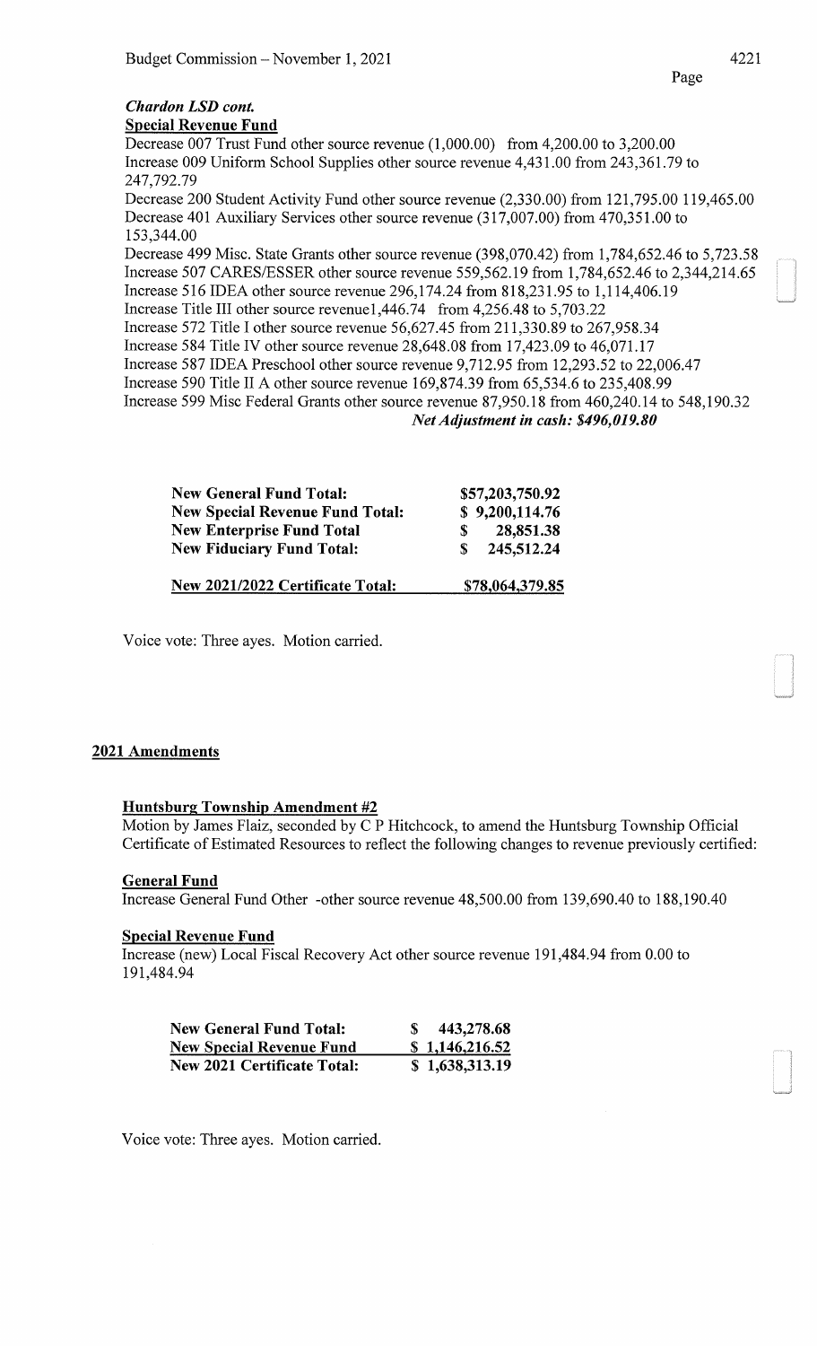### *Chardon LSD cont.*

**Special Revenue Fund**

Decrease 007 Trust Fund other source revenue (1,000.00) from 4,200.00 to 3,200.00
Increase 009 Uniform School Supplies other source revenue 4,431.00 from 243,361.79 to 247,792.79
Decrease 200 Student Activity Fund other source revenue (2,330.00) from 121,795.00 119,465.00
Decrease 401 Auxiliary Services other source revenue (317,007.00) from 470,351.00 to 153,344.00
Decrease 499 Misc. State Grants other source revenue (398,070.42) from 1,784,652.46 to 5,723.58
Increase 507 CARES/ESSER other source revenue 559,562.19 from 1,784,652.46 to 2,344,214.65
Increase 516 IDEA other source revenue 296,174.24 from 818,231.95 to 1,114,406.19
Increase Title III other source revenue1,446.74 from 4,256.48 to 5,703.22
Increase 572 Title I other source revenue 56,627.45 from 211,330.89 to 267,958.34
Increase 584 Title IV other source revenue 28,648.08 from 17,423.09 to 46,071.17
Increase 587 IDEA Preschool other source revenue 9,712.95 from 12,293.52 to 22,006.47
Increase 590 Title II A other source revenue 169,874.39 from 65,534.6 to 235,408.99
Increase 599 Misc Federal Grants other source revenue 87,950.18 from 460,240.14 to 548,190.32

*Net Adjustment in cash: $496,019.80*

| | |
|---|---|
| **New General Fund Total:** | **$57,203,750.92** |
| **New Special Revenue Fund Total:** | **$ 9,200,114.76** |
| **New Enterprise Fund Total** | **$ 28,851.38** |
| **New Fiduciary Fund Total:** | **$ 245,512.24** |
| **New 2021/2022 Certificate Total:** | **$78,064,379.85** |

Voice vote: Three ayes. Motion carried.

## 2021 Amendments

### Huntsburg Township Amendment #2

Motion by James Flaiz, seconded by C P Hitchcock, to amend the Huntsburg Township Official Certificate of Estimated Resources to reflect the following changes to revenue previously certified:

**General Fund**

Increase General Fund Other -other source revenue 48,500.00 from 139,690.40 to 188,190.40

**Special Revenue Fund**

Increase (new) Local Fiscal Recovery Act other source revenue 191,484.94 from 0.00 to 191,484.94

| | |
|---|---|
| **New General Fund Total:** | **$ 443,278.68** |
| **New Special Revenue Fund** | **$ 1,146,216.52** |
| **New 2021 Certificate Total:** | **$ 1,638,313.19** |

Voice vote: Three ayes. Motion carried.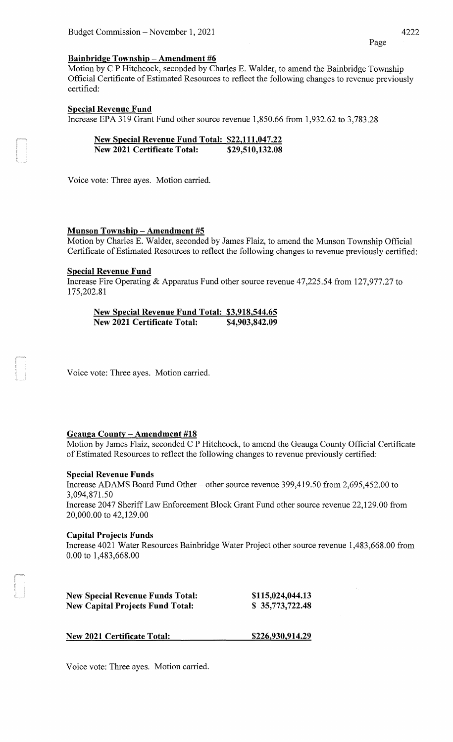**Bainbridge Township – Amendment #6**

Motion by C P Hitchcock, seconded by Charles E. Walder, to amend the Bainbridge Township Official Certificate of Estimated Resources to reflect the following changes to revenue previously certified:

**Special Revenue Fund**

Increase EPA 319 Grant Fund other source revenue 1,850.66 from 1,932.62 to 3,783.28

**New Special Revenue Fund Total: $22,111,047.22**
**New 2021 Certificate Total: $29,510,132.08**

Voice vote: Three ayes. Motion carried.

**Munson Township – Amendment #5**

Motion by Charles E. Walder, seconded by James Flaiz, to amend the Munson Township Official Certificate of Estimated Resources to reflect the following changes to revenue previously certified:

**Special Revenue Fund**

Increase Fire Operating & Apparatus Fund other source revenue 47,225.54 from 127,977.27 to 175,202.81

**New Special Revenue Fund Total: $3,918,544.65**
**New 2021 Certificate Total: $4,903,842.09**

Voice vote: Three ayes. Motion carried.

**Geauga County – Amendment #18**

Motion by James Flaiz, seconded C P Hitchcock, to amend the Geauga County Official Certificate of Estimated Resources to reflect the following changes to revenue previously certified:

**Special Revenue Funds**

Increase ADAMS Board Fund Other – other source revenue 399,419.50 from 2,695,452.00 to 3,094,871.50

Increase 2047 Sheriff Law Enforcement Block Grant Fund other source revenue 22,129.00 from 20,000.00 to 42,129.00

**Capital Projects Funds**

Increase 4021 Water Resources Bainbridge Water Project other source revenue 1,483,668.00 from 0.00 to 1,483,668.00

**New Special Revenue Funds Total: $115,024,044.13**
**New Capital Projects Fund Total: $ 35,773,722.48**

**New 2021 Certificate Total: $226,930,914.29**

Voice vote: Three ayes. Motion carried.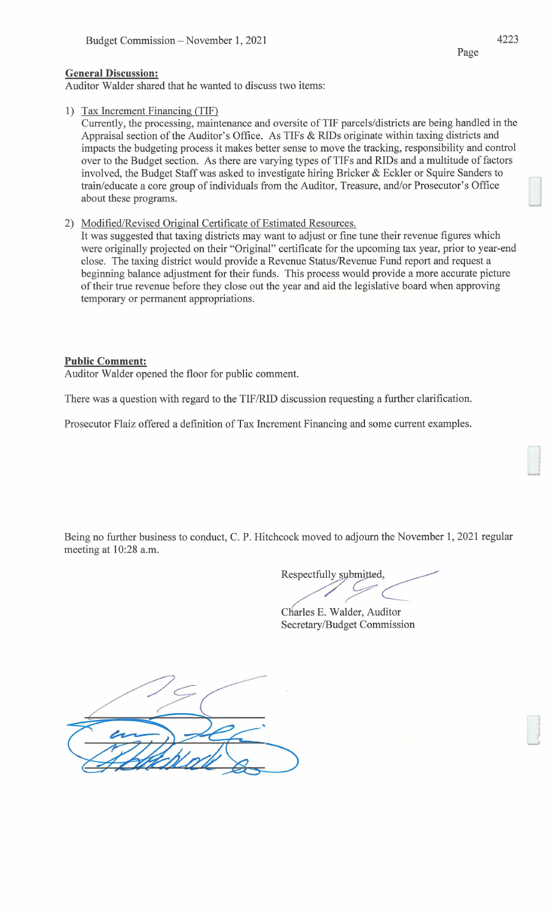**General Discussion:**
Auditor Walder shared that he wanted to discuss two items:

1) Tax Increment Financing (TIF)
   Currently, the processing, maintenance and oversite of TIF parcels/districts are being handled in the Appraisal section of the Auditor's Office. As TIFs & RIDs originate within taxing districts and impacts the budgeting process it makes better sense to move the tracking, responsibility and control over to the Budget section. As there are varying types of TIFs and RIDs and a multitude of factors involved, the Budget Staff was asked to investigate hiring Bricker & Eckler or Squire Sanders to train/educate a core group of individuals from the Auditor, Treasure, and/or Prosecutor's Office about these programs.

2) Modified/Revised Original Certificate of Estimated Resources.
   It was suggested that taxing districts may want to adjust or fine tune their revenue figures which were originally projected on their "Original" certificate for the upcoming tax year, prior to year-end close. The taxing district would provide a Revenue Status/Revenue Fund report and request a beginning balance adjustment for their funds. This process would provide a more accurate picture of their true revenue before they close out the year and aid the legislative board when approving temporary or permanent appropriations.

**Public Comment:**
Auditor Walder opened the floor for public comment.

There was a question with regard to the TIF/RID discussion requesting a further clarification.

Prosecutor Flaiz offered a definition of Tax Increment Financing and some current examples.

Being no further business to conduct, C. P. Hitchcock moved to adjourn the November 1, 2021 regular meeting at 10:28 a.m.

Respectfully submitted,

Charles E. Walder, Auditor
Secretary/Budget Commission